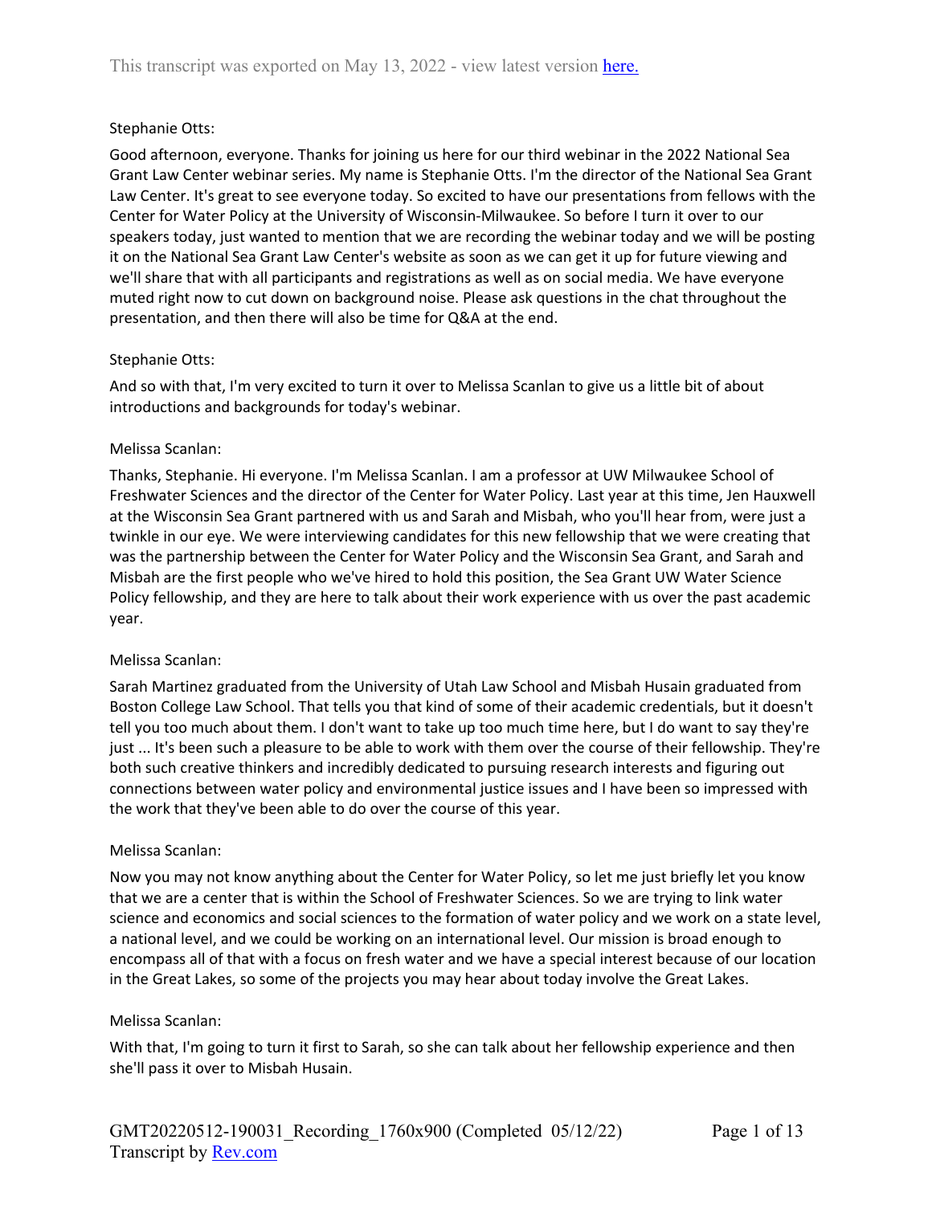Stephanie Otts:

Good afternoon, everyone. Thanks for joining us here for our third webinar in the 2022 National Sea Grant Law Center webinar series. My name is Stephanie Otts. I'm the director of the National Sea Grant Law Center. It's great to see everyone today. So excited to have our presentations from fellows with the Center for Water Policy at the University of Wisconsin-Milwaukee. So before I turn it over to our speakers today, just wanted to mention that we are recording the webinar today and we will be posting it on the National Sea Grant Law Center's website as soon as we can get it up for future viewing and we'll share that with all participants and registrations as well as on social media. We have everyone muted right now to cut down on background noise. Please ask questions in the chat throughout the presentation, and then there will also be time for Q&A at the end.

Stephanie Otts:

And so with that, I'm very excited to turn it over to Melissa Scanlan to give us a little bit of about introductions and backgrounds for today's webinar.

Melissa Scanlan:

Thanks, Stephanie. Hi everyone. I'm Melissa Scanlan. I am a professor at UW Milwaukee School of Freshwater Sciences and the director of the Center for Water Policy. Last year at this time, Jen Hauxwell at the Wisconsin Sea Grant partnered with us and Sarah and Misbah, who you'll hear from, were just a twinkle in our eye. We were interviewing candidates for this new fellowship that we were creating that was the partnership between the Center for Water Policy and the Wisconsin Sea Grant, and Sarah and Misbah are the first people who we've hired to hold this position, the Sea Grant UW Water Science Policy fellowship, and they are here to talk about their work experience with us over the past academic year.

Melissa Scanlan:

Sarah Martinez graduated from the University of Utah Law School and Misbah Husain graduated from Boston College Law School. That tells you that kind of some of their academic credentials, but it doesn't tell you too much about them. I don't want to take up too much time here, but I do want to say they're just ... It's been such a pleasure to be able to work with them over the course of their fellowship. They're both such creative thinkers and incredibly dedicated to pursuing research interests and figuring out connections between water policy and environmental justice issues and I have been so impressed with the work that they've been able to do over the course of this year.

Melissa Scanlan:

Now you may not know anything about the Center for Water Policy, so let me just briefly let you know that we are a center that is within the School of Freshwater Sciences. So we are trying to link water science and economics and social sciences to the formation of water policy and we work on a state level, a national level, and we could be working on an international level. Our mission is broad enough to encompass all of that with a focus on fresh water and we have a special interest because of our location in the Great Lakes, so some of the projects you may hear about today involve the Great Lakes.

Melissa Scanlan:

With that, I'm going to turn it first to Sarah, so she can talk about her fellowship experience and then she'll pass it over to Misbah Husain.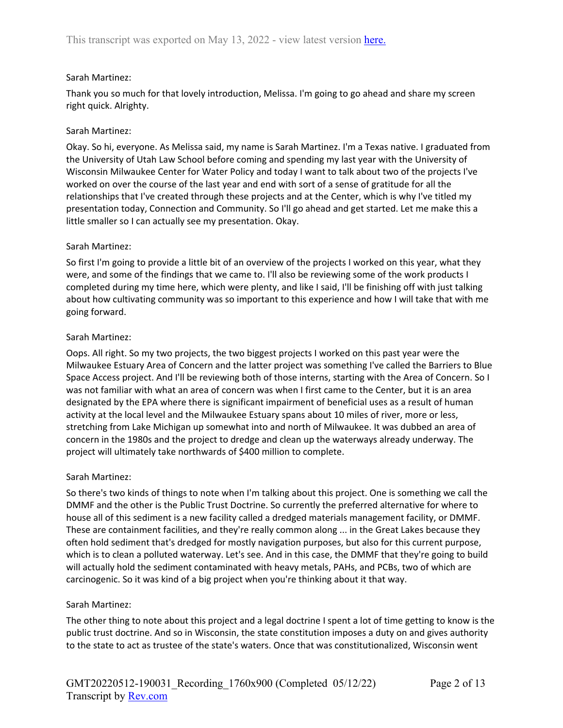Sarah Martinez:

Thank you so much for that lovely introduction, Melissa. I'm going to go ahead and share my screen right quick. Alrighty.

Sarah Martinez:

Okay. So hi, everyone. As Melissa said, my name is Sarah Martinez. I'm a Texas native. I graduated from the University of Utah Law School before coming and spending my last year with the University of Wisconsin Milwaukee Center for Water Policy and today I want to talk about two of the projects I've worked on over the course of the last year and end with sort of a sense of gratitude for all the relationships that I've created through these projects and at the Center, which is why I've titled my presentation today, Connection and Community. So I'll go ahead and get started. Let me make this a little smaller so I can actually see my presentation. Okay.

Sarah Martinez:

So first I'm going to provide a little bit of an overview of the projects I worked on this year, what they were, and some of the findings that we came to. I'll also be reviewing some of the work products I completed during my time here, which were plenty, and like I said, I'll be finishing off with just talking about how cultivating community was so important to this experience and how I will take that with me going forward.

Sarah Martinez:

Oops. All right. So my two projects, the two biggest projects I worked on this past year were the Milwaukee Estuary Area of Concern and the latter project was something I've called the Barriers to Blue Space Access project. And I'll be reviewing both of those interns, starting with the Area of Concern. So I was not familiar with what an area of concern was when I first came to the Center, but it is an area designated by the EPA where there is significant impairment of beneficial uses as a result of human activity at the local level and the Milwaukee Estuary spans about 10 miles of river, more or less, stretching from Lake Michigan up somewhat into and north of Milwaukee. It was dubbed an area of concern in the 1980s and the project to dredge and clean up the waterways already underway. The project will ultimately take northwards of $400 million to complete.

Sarah Martinez:

So there's two kinds of things to note when I'm talking about this project. One is something we call the DMMF and the other is the Public Trust Doctrine. So currently the preferred alternative for where to house all of this sediment is a new facility called a dredged materials management facility, or DMMF. These are containment facilities, and they're really common along ... in the Great Lakes because they often hold sediment that's dredged for mostly navigation purposes, but also for this current purpose, which is to clean a polluted waterway. Let's see. And in this case, the DMMF that they're going to build will actually hold the sediment contaminated with heavy metals, PAHs, and PCBs, two of which are carcinogenic. So it was kind of a big project when you're thinking about it that way.

Sarah Martinez:

The other thing to note about this project and a legal doctrine I spent a lot of time getting to know is the public trust doctrine. And so in Wisconsin, the state constitution imposes a duty on and gives authority to the state to act as trustee of the state's waters. Once that was constitutionalized, Wisconsin went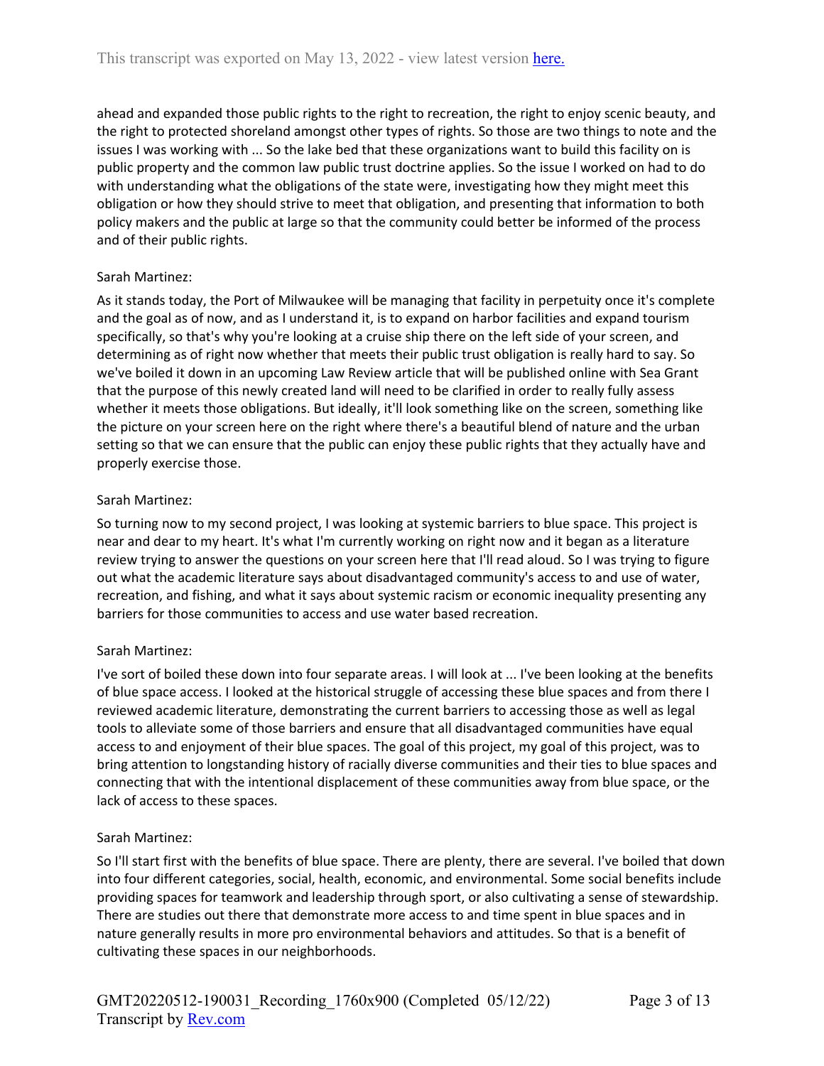ahead and expanded those public rights to the right to recreation, the right to enjoy scenic beauty, and the right to protected shoreland amongst other types of rights. So those are two things to note and the issues I was working with ... So the lake bed that these organizations want to build this facility on is public property and the common law public trust doctrine applies. So the issue I worked on had to do with understanding what the obligations of the state were, investigating how they might meet this obligation or how they should strive to meet that obligation, and presenting that information to both policy makers and the public at large so that the community could better be informed of the process and of their public rights.

Sarah Martinez:

As it stands today, the Port of Milwaukee will be managing that facility in perpetuity once it's complete and the goal as of now, and as I understand it, is to expand on harbor facilities and expand tourism specifically, so that's why you're looking at a cruise ship there on the left side of your screen, and determining as of right now whether that meets their public trust obligation is really hard to say. So we've boiled it down in an upcoming Law Review article that will be published online with Sea Grant that the purpose of this newly created land will need to be clarified in order to really fully assess whether it meets those obligations. But ideally, it'll look something like on the screen, something like the picture on your screen here on the right where there's a beautiful blend of nature and the urban setting so that we can ensure that the public can enjoy these public rights that they actually have and properly exercise those.

Sarah Martinez:

So turning now to my second project, I was looking at systemic barriers to blue space. This project is near and dear to my heart. It's what I'm currently working on right now and it began as a literature review trying to answer the questions on your screen here that I'll read aloud. So I was trying to figure out what the academic literature says about disadvantaged community's access to and use of water, recreation, and fishing, and what it says about systemic racism or economic inequality presenting any barriers for those communities to access and use water based recreation.

Sarah Martinez:

I've sort of boiled these down into four separate areas. I will look at ... I've been looking at the benefits of blue space access. I looked at the historical struggle of accessing these blue spaces and from there I reviewed academic literature, demonstrating the current barriers to accessing those as well as legal tools to alleviate some of those barriers and ensure that all disadvantaged communities have equal access to and enjoyment of their blue spaces. The goal of this project, my goal of this project, was to bring attention to longstanding history of racially diverse communities and their ties to blue spaces and connecting that with the intentional displacement of these communities away from blue space, or the lack of access to these spaces.

Sarah Martinez:

So I'll start first with the benefits of blue space. There are plenty, there are several. I've boiled that down into four different categories, social, health, economic, and environmental. Some social benefits include providing spaces for teamwork and leadership through sport, or also cultivating a sense of stewardship. There are studies out there that demonstrate more access to and time spent in blue spaces and in nature generally results in more pro environmental behaviors and attitudes. So that is a benefit of cultivating these spaces in our neighborhoods.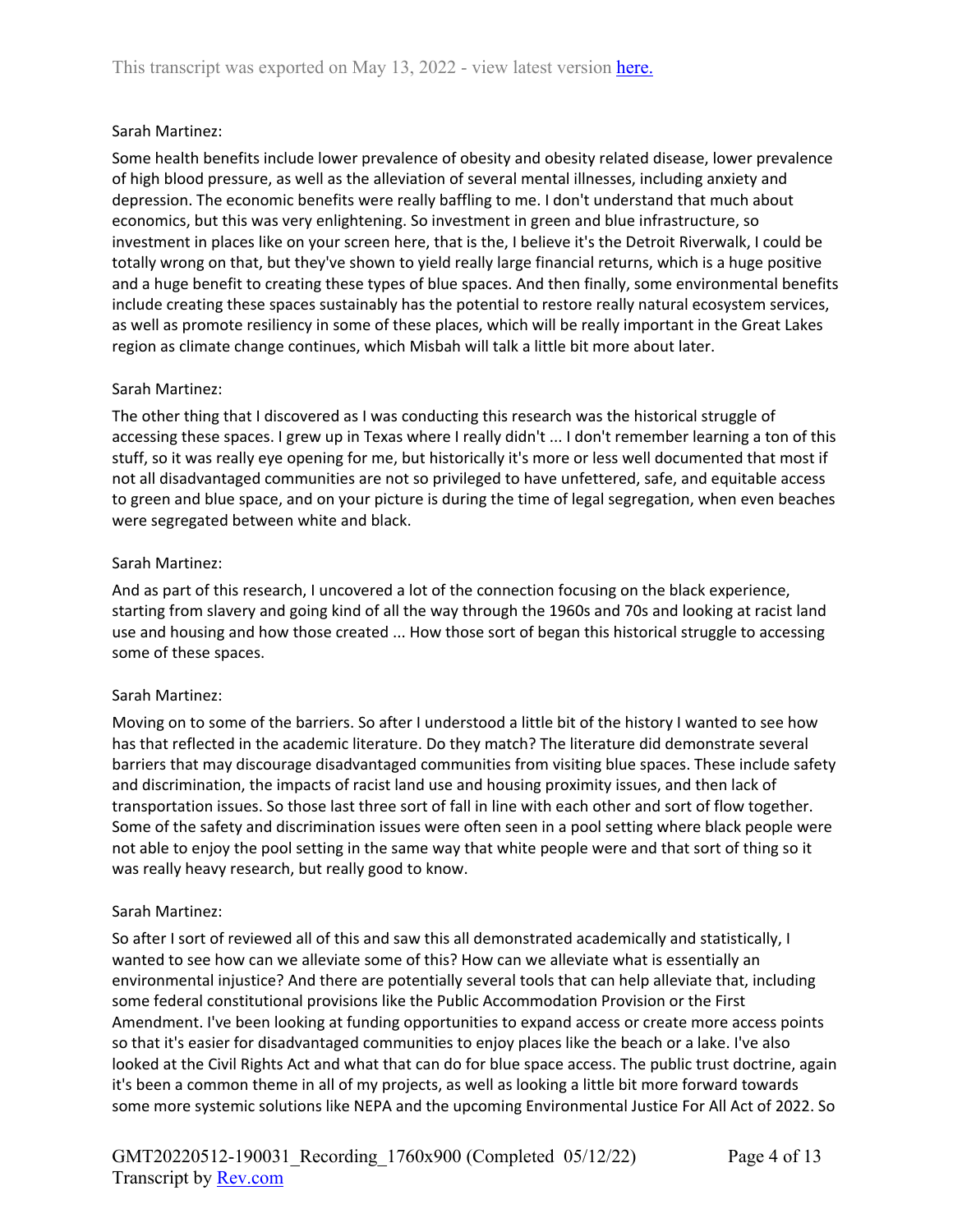Sarah Martinez:

Some health benefits include lower prevalence of obesity and obesity related disease, lower prevalence of high blood pressure, as well as the alleviation of several mental illnesses, including anxiety and depression. The economic benefits were really baffling to me. I don't understand that much about economics, but this was very enlightening. So investment in green and blue infrastructure, so investment in places like on your screen here, that is the, I believe it's the Detroit Riverwalk, I could be totally wrong on that, but they've shown to yield really large financial returns, which is a huge positive and a huge benefit to creating these types of blue spaces. And then finally, some environmental benefits include creating these spaces sustainably has the potential to restore really natural ecosystem services, as well as promote resiliency in some of these places, which will be really important in the Great Lakes region as climate change continues, which Misbah will talk a little bit more about later.

Sarah Martinez:

The other thing that I discovered as I was conducting this research was the historical struggle of accessing these spaces. I grew up in Texas where I really didn't ... I don't remember learning a ton of this stuff, so it was really eye opening for me, but historically it's more or less well documented that most if not all disadvantaged communities are not so privileged to have unfettered, safe, and equitable access to green and blue space, and on your picture is during the time of legal segregation, when even beaches were segregated between white and black.

Sarah Martinez:

And as part of this research, I uncovered a lot of the connection focusing on the black experience, starting from slavery and going kind of all the way through the 1960s and 70s and looking at racist land use and housing and how those created ... How those sort of began this historical struggle to accessing some of these spaces.

Sarah Martinez:

Moving on to some of the barriers. So after I understood a little bit of the history I wanted to see how has that reflected in the academic literature. Do they match? The literature did demonstrate several barriers that may discourage disadvantaged communities from visiting blue spaces. These include safety and discrimination, the impacts of racist land use and housing proximity issues, and then lack of transportation issues. So those last three sort of fall in line with each other and sort of flow together. Some of the safety and discrimination issues were often seen in a pool setting where black people were not able to enjoy the pool setting in the same way that white people were and that sort of thing so it was really heavy research, but really good to know.

Sarah Martinez:

So after I sort of reviewed all of this and saw this all demonstrated academically and statistically, I wanted to see how can we alleviate some of this? How can we alleviate what is essentially an environmental injustice? And there are potentially several tools that can help alleviate that, including some federal constitutional provisions like the Public Accommodation Provision or the First Amendment. I've been looking at funding opportunities to expand access or create more access points so that it's easier for disadvantaged communities to enjoy places like the beach or a lake. I've also looked at the Civil Rights Act and what that can do for blue space access. The public trust doctrine, again it's been a common theme in all of my projects, as well as looking a little bit more forward towards some more systemic solutions like NEPA and the upcoming Environmental Justice For All Act of 2022. So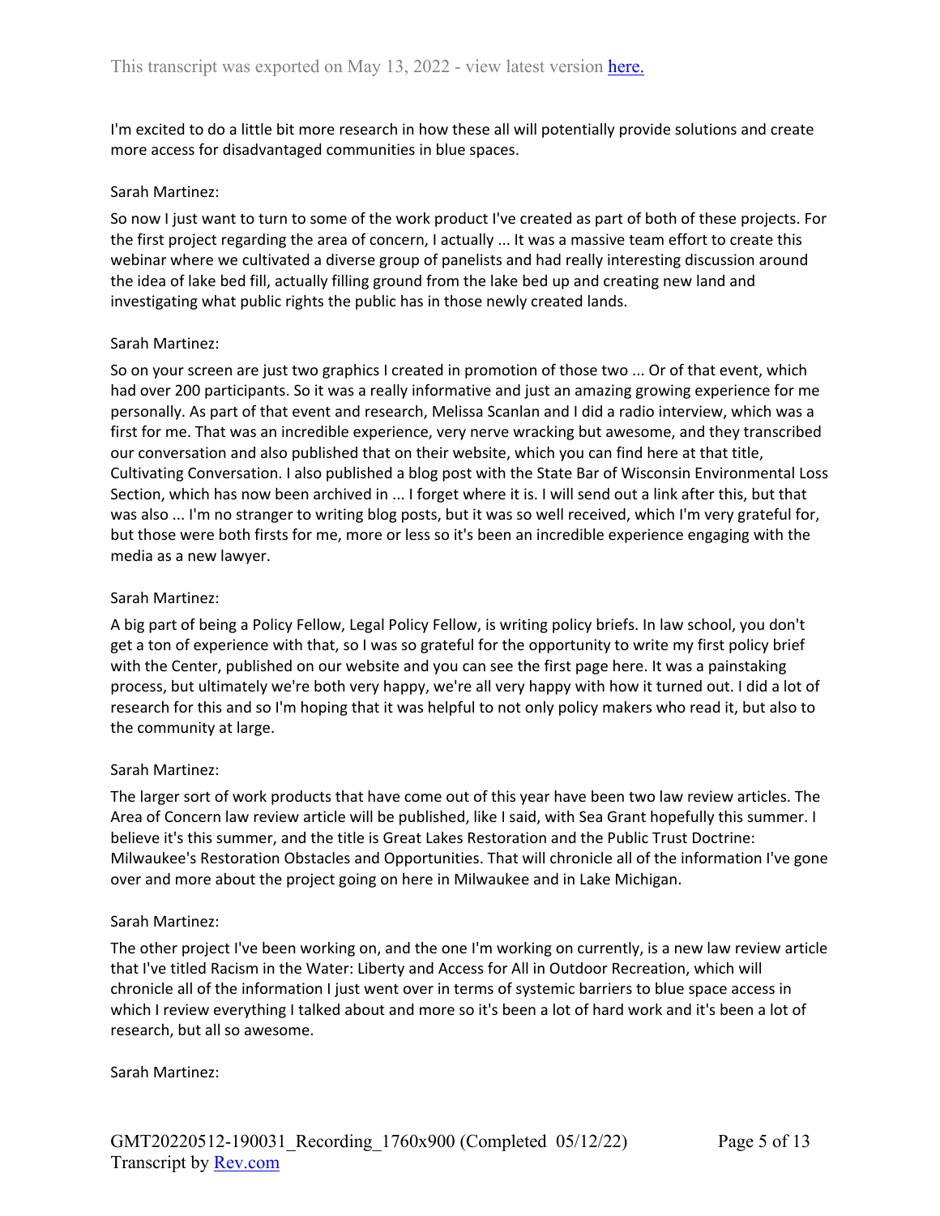I'm excited to do a little bit more research in how these all will potentially provide solutions and create more access for disadvantaged communities in blue spaces.

Sarah Martinez:

So now I just want to turn to some of the work product I've created as part of both of these projects. For the first project regarding the area of concern, I actually ... It was a massive team effort to create this webinar where we cultivated a diverse group of panelists and had really interesting discussion around the idea of lake bed fill, actually filling ground from the lake bed up and creating new land and investigating what public rights the public has in those newly created lands.

Sarah Martinez:

So on your screen are just two graphics I created in promotion of those two ... Or of that event, which had over 200 participants. So it was a really informative and just an amazing growing experience for me personally. As part of that event and research, Melissa Scanlan and I did a radio interview, which was a first for me. That was an incredible experience, very nerve wracking but awesome, and they transcribed our conversation and also published that on their website, which you can find here at that title, Cultivating Conversation. I also published a blog post with the State Bar of Wisconsin Environmental Loss Section, which has now been archived in ... I forget where it is. I will send out a link after this, but that was also ... I'm no stranger to writing blog posts, but it was so well received, which I'm very grateful for, but those were both firsts for me, more or less so it's been an incredible experience engaging with the media as a new lawyer.

Sarah Martinez:

A big part of being a Policy Fellow, Legal Policy Fellow, is writing policy briefs. In law school, you don't get a ton of experience with that, so I was so grateful for the opportunity to write my first policy brief with the Center, published on our website and you can see the first page here. It was a painstaking process, but ultimately we're both very happy, we're all very happy with how it turned out. I did a lot of research for this and so I'm hoping that it was helpful to not only policy makers who read it, but also to the community at large.

Sarah Martinez:

The larger sort of work products that have come out of this year have been two law review articles. The Area of Concern law review article will be published, like I said, with Sea Grant hopefully this summer. I believe it's this summer, and the title is Great Lakes Restoration and the Public Trust Doctrine: Milwaukee's Restoration Obstacles and Opportunities. That will chronicle all of the information I've gone over and more about the project going on here in Milwaukee and in Lake Michigan.

Sarah Martinez:

The other project I've been working on, and the one I'm working on currently, is a new law review article that I've titled Racism in the Water: Liberty and Access for All in Outdoor Recreation, which will chronicle all of the information I just went over in terms of systemic barriers to blue space access in which I review everything I talked about and more so it's been a lot of hard work and it's been a lot of research, but all so awesome.

Sarah Martinez: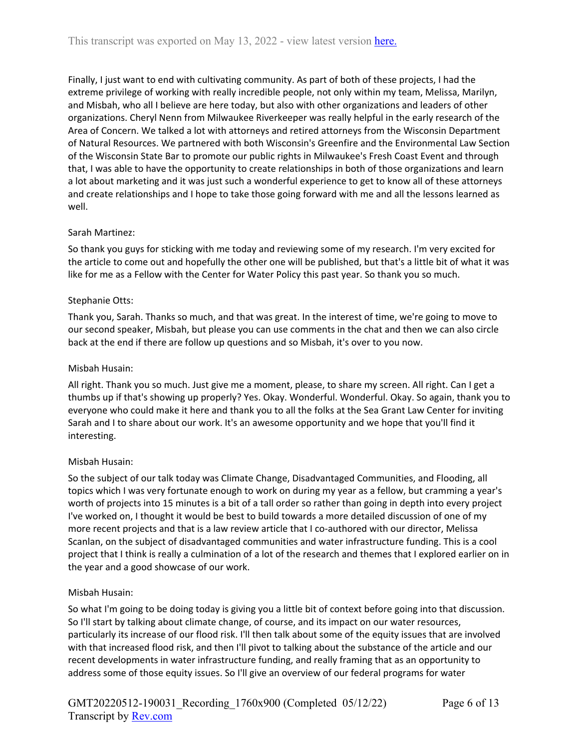Finally, I just want to end with cultivating community. As part of both of these projects, I had the extreme privilege of working with really incredible people, not only within my team, Melissa, Marilyn, and Misbah, who all I believe are here today, but also with other organizations and leaders of other organizations. Cheryl Nenn from Milwaukee Riverkeeper was really helpful in the early research of the Area of Concern. We talked a lot with attorneys and retired attorneys from the Wisconsin Department of Natural Resources. We partnered with both Wisconsin's Greenfire and the Environmental Law Section of the Wisconsin State Bar to promote our public rights in Milwaukee's Fresh Coast Event and through that, I was able to have the opportunity to create relationships in both of those organizations and learn a lot about marketing and it was just such a wonderful experience to get to know all of these attorneys and create relationships and I hope to take those going forward with me and all the lessons learned as well.

Sarah Martinez:

So thank you guys for sticking with me today and reviewing some of my research. I'm very excited for the article to come out and hopefully the other one will be published, but that's a little bit of what it was like for me as a Fellow with the Center for Water Policy this past year. So thank you so much.

Stephanie Otts:

Thank you, Sarah. Thanks so much, and that was great. In the interest of time, we're going to move to our second speaker, Misbah, but please you can use comments in the chat and then we can also circle back at the end if there are follow up questions and so Misbah, it's over to you now.

Misbah Husain:

All right. Thank you so much. Just give me a moment, please, to share my screen. All right. Can I get a thumbs up if that's showing up properly? Yes. Okay. Wonderful. Wonderful. Okay. So again, thank you to everyone who could make it here and thank you to all the folks at the Sea Grant Law Center for inviting Sarah and I to share about our work. It's an awesome opportunity and we hope that you'll find it interesting.

Misbah Husain:

So the subject of our talk today was Climate Change, Disadvantaged Communities, and Flooding, all topics which I was very fortunate enough to work on during my year as a fellow, but cramming a year's worth of projects into 15 minutes is a bit of a tall order so rather than going in depth into every project I've worked on, I thought it would be best to build towards a more detailed discussion of one of my more recent projects and that is a law review article that I co-authored with our director, Melissa Scanlan, on the subject of disadvantaged communities and water infrastructure funding. This is a cool project that I think is really a culmination of a lot of the research and themes that I explored earlier on in the year and a good showcase of our work.

Misbah Husain:

So what I'm going to be doing today is giving you a little bit of context before going into that discussion. So I'll start by talking about climate change, of course, and its impact on our water resources, particularly its increase of our flood risk. I'll then talk about some of the equity issues that are involved with that increased flood risk, and then I'll pivot to talking about the substance of the article and our recent developments in water infrastructure funding, and really framing that as an opportunity to address some of those equity issues. So I'll give an overview of our federal programs for water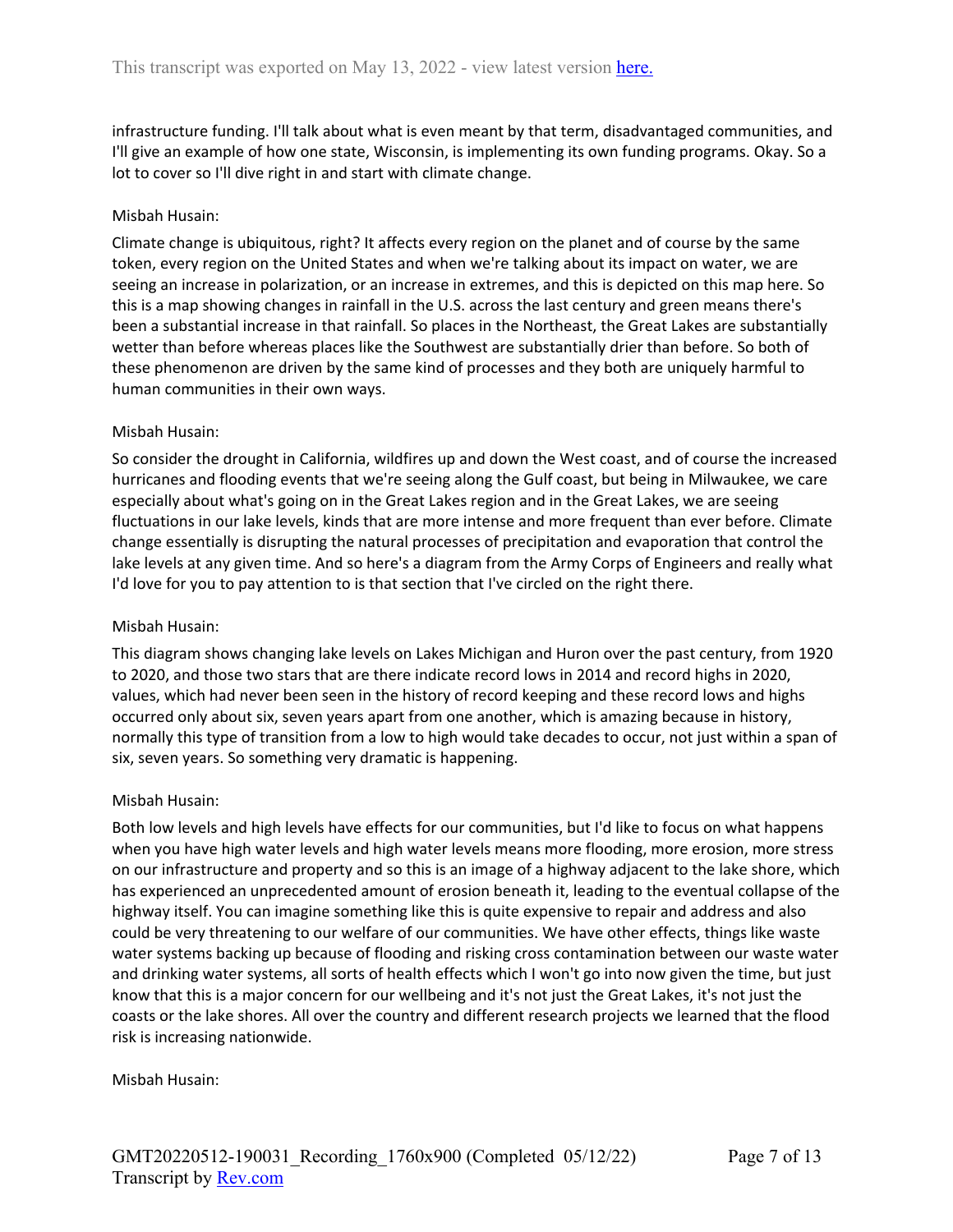infrastructure funding. I'll talk about what is even meant by that term, disadvantaged communities, and I'll give an example of how one state, Wisconsin, is implementing its own funding programs. Okay. So a lot to cover so I'll dive right in and start with climate change.

Misbah Husain:

Climate change is ubiquitous, right? It affects every region on the planet and of course by the same token, every region on the United States and when we're talking about its impact on water, we are seeing an increase in polarization, or an increase in extremes, and this is depicted on this map here. So this is a map showing changes in rainfall in the U.S. across the last century and green means there's been a substantial increase in that rainfall. So places in the Northeast, the Great Lakes are substantially wetter than before whereas places like the Southwest are substantially drier than before. So both of these phenomenon are driven by the same kind of processes and they both are uniquely harmful to human communities in their own ways.

Misbah Husain:

So consider the drought in California, wildfires up and down the West coast, and of course the increased hurricanes and flooding events that we're seeing along the Gulf coast, but being in Milwaukee, we care especially about what's going on in the Great Lakes region and in the Great Lakes, we are seeing fluctuations in our lake levels, kinds that are more intense and more frequent than ever before. Climate change essentially is disrupting the natural processes of precipitation and evaporation that control the lake levels at any given time. And so here's a diagram from the Army Corps of Engineers and really what I'd love for you to pay attention to is that section that I've circled on the right there.

Misbah Husain:

This diagram shows changing lake levels on Lakes Michigan and Huron over the past century, from 1920 to 2020, and those two stars that are there indicate record lows in 2014 and record highs in 2020, values, which had never been seen in the history of record keeping and these record lows and highs occurred only about six, seven years apart from one another, which is amazing because in history, normally this type of transition from a low to high would take decades to occur, not just within a span of six, seven years. So something very dramatic is happening.

Misbah Husain:

Both low levels and high levels have effects for our communities, but I'd like to focus on what happens when you have high water levels and high water levels means more flooding, more erosion, more stress on our infrastructure and property and so this is an image of a highway adjacent to the lake shore, which has experienced an unprecedented amount of erosion beneath it, leading to the eventual collapse of the highway itself. You can imagine something like this is quite expensive to repair and address and also could be very threatening to our welfare of our communities. We have other effects, things like waste water systems backing up because of flooding and risking cross contamination between our waste water and drinking water systems, all sorts of health effects which I won't go into now given the time, but just know that this is a major concern for our wellbeing and it's not just the Great Lakes, it's not just the coasts or the lake shores. All over the country and different research projects we learned that the flood risk is increasing nationwide.

Misbah Husain: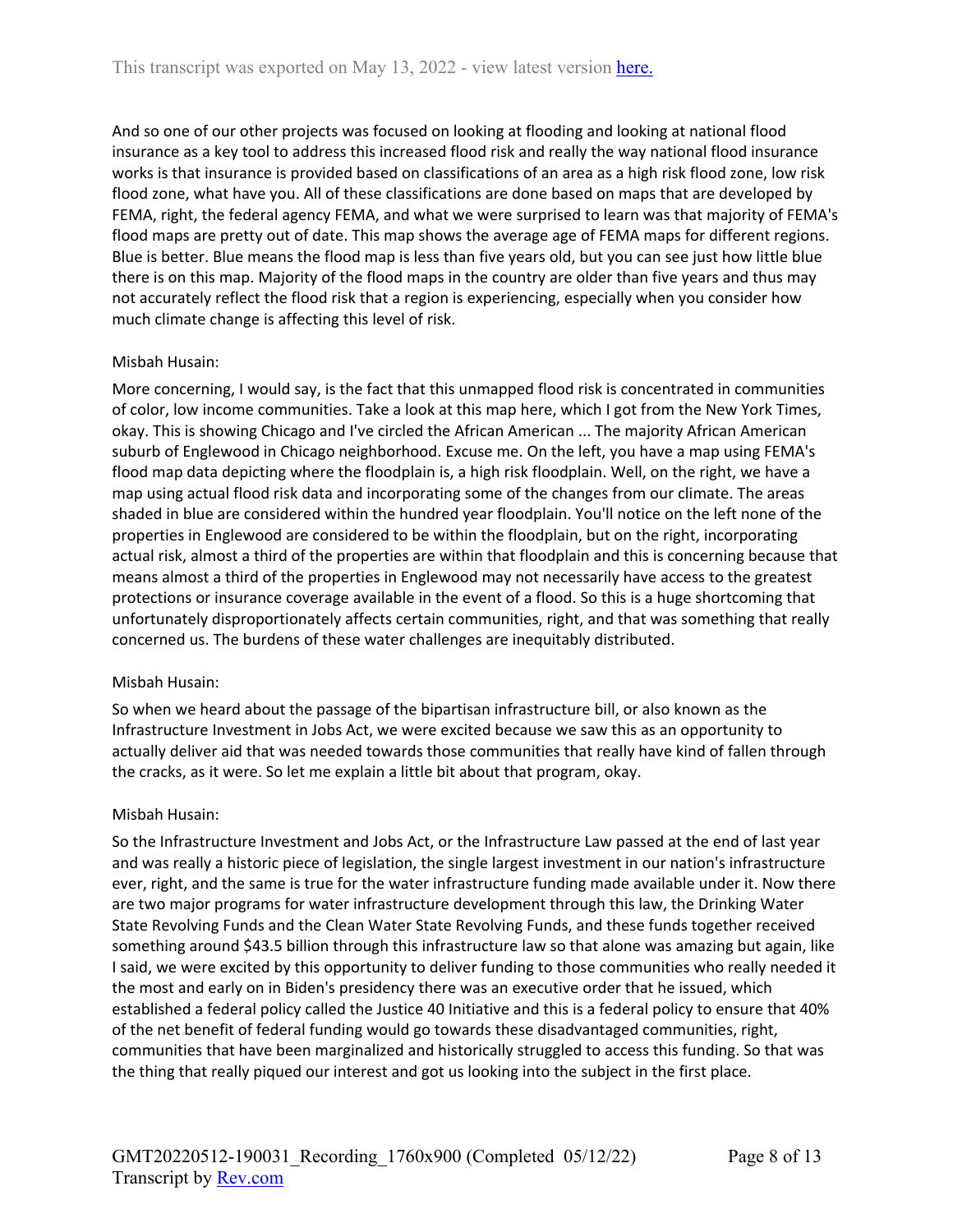And so one of our other projects was focused on looking at flooding and looking at national flood insurance as a key tool to address this increased flood risk and really the way national flood insurance works is that insurance is provided based on classifications of an area as a high risk flood zone, low risk flood zone, what have you. All of these classifications are done based on maps that are developed by FEMA, right, the federal agency FEMA, and what we were surprised to learn was that majority of FEMA's flood maps are pretty out of date. This map shows the average age of FEMA maps for different regions. Blue is better. Blue means the flood map is less than five years old, but you can see just how little blue there is on this map. Majority of the flood maps in the country are older than five years and thus may not accurately reflect the flood risk that a region is experiencing, especially when you consider how much climate change is affecting this level of risk.

Misbah Husain:

More concerning, I would say, is the fact that this unmapped flood risk is concentrated in communities of color, low income communities. Take a look at this map here, which I got from the New York Times, okay. This is showing Chicago and I've circled the African American ... The majority African American suburb of Englewood in Chicago neighborhood. Excuse me. On the left, you have a map using FEMA's flood map data depicting where the floodplain is, a high risk floodplain. Well, on the right, we have a map using actual flood risk data and incorporating some of the changes from our climate. The areas shaded in blue are considered within the hundred year floodplain. You'll notice on the left none of the properties in Englewood are considered to be within the floodplain, but on the right, incorporating actual risk, almost a third of the properties are within that floodplain and this is concerning because that means almost a third of the properties in Englewood may not necessarily have access to the greatest protections or insurance coverage available in the event of a flood. So this is a huge shortcoming that unfortunately disproportionately affects certain communities, right, and that was something that really concerned us. The burdens of these water challenges are inequitably distributed.

Misbah Husain:

So when we heard about the passage of the bipartisan infrastructure bill, or also known as the Infrastructure Investment in Jobs Act, we were excited because we saw this as an opportunity to actually deliver aid that was needed towards those communities that really have kind of fallen through the cracks, as it were. So let me explain a little bit about that program, okay.

Misbah Husain:

So the Infrastructure Investment and Jobs Act, or the Infrastructure Law passed at the end of last year and was really a historic piece of legislation, the single largest investment in our nation's infrastructure ever, right, and the same is true for the water infrastructure funding made available under it. Now there are two major programs for water infrastructure development through this law, the Drinking Water State Revolving Funds and the Clean Water State Revolving Funds, and these funds together received something around $43.5 billion through this infrastructure law so that alone was amazing but again, like I said, we were excited by this opportunity to deliver funding to those communities who really needed it the most and early on in Biden's presidency there was an executive order that he issued, which established a federal policy called the Justice 40 Initiative and this is a federal policy to ensure that 40% of the net benefit of federal funding would go towards these disadvantaged communities, right, communities that have been marginalized and historically struggled to access this funding. So that was the thing that really piqued our interest and got us looking into the subject in the first place.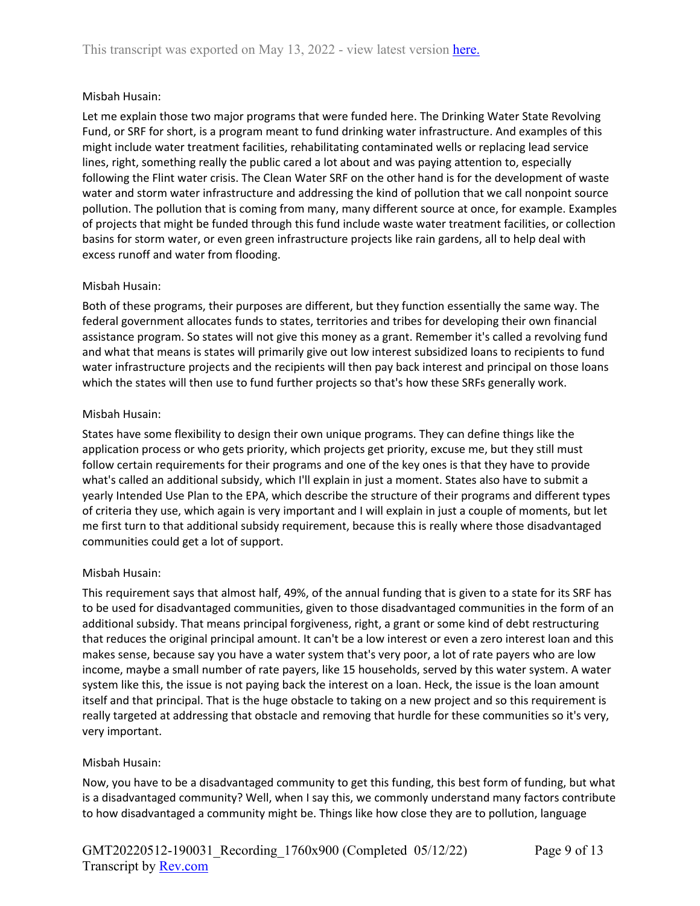Misbah Husain:

Let me explain those two major programs that were funded here. The Drinking Water State Revolving Fund, or SRF for short, is a program meant to fund drinking water infrastructure. And examples of this might include water treatment facilities, rehabilitating contaminated wells or replacing lead service lines, right, something really the public cared a lot about and was paying attention to, especially following the Flint water crisis. The Clean Water SRF on the other hand is for the development of waste water and storm water infrastructure and addressing the kind of pollution that we call nonpoint source pollution. The pollution that is coming from many, many different source at once, for example. Examples of projects that might be funded through this fund include waste water treatment facilities, or collection basins for storm water, or even green infrastructure projects like rain gardens, all to help deal with excess runoff and water from flooding.

Misbah Husain:

Both of these programs, their purposes are different, but they function essentially the same way. The federal government allocates funds to states, territories and tribes for developing their own financial assistance program. So states will not give this money as a grant. Remember it's called a revolving fund and what that means is states will primarily give out low interest subsidized loans to recipients to fund water infrastructure projects and the recipients will then pay back interest and principal on those loans which the states will then use to fund further projects so that's how these SRFs generally work.

Misbah Husain:

States have some flexibility to design their own unique programs. They can define things like the application process or who gets priority, which projects get priority, excuse me, but they still must follow certain requirements for their programs and one of the key ones is that they have to provide what's called an additional subsidy, which I'll explain in just a moment. States also have to submit a yearly Intended Use Plan to the EPA, which describe the structure of their programs and different types of criteria they use, which again is very important and I will explain in just a couple of moments, but let me first turn to that additional subsidy requirement, because this is really where those disadvantaged communities could get a lot of support.

Misbah Husain:

This requirement says that almost half, 49%, of the annual funding that is given to a state for its SRF has to be used for disadvantaged communities, given to those disadvantaged communities in the form of an additional subsidy. That means principal forgiveness, right, a grant or some kind of debt restructuring that reduces the original principal amount. It can't be a low interest or even a zero interest loan and this makes sense, because say you have a water system that's very poor, a lot of rate payers who are low income, maybe a small number of rate payers, like 15 households, served by this water system. A water system like this, the issue is not paying back the interest on a loan. Heck, the issue is the loan amount itself and that principal. That is the huge obstacle to taking on a new project and so this requirement is really targeted at addressing that obstacle and removing that hurdle for these communities so it's very, very important.

Misbah Husain:

Now, you have to be a disadvantaged community to get this funding, this best form of funding, but what is a disadvantaged community? Well, when I say this, we commonly understand many factors contribute to how disadvantaged a community might be. Things like how close they are to pollution, language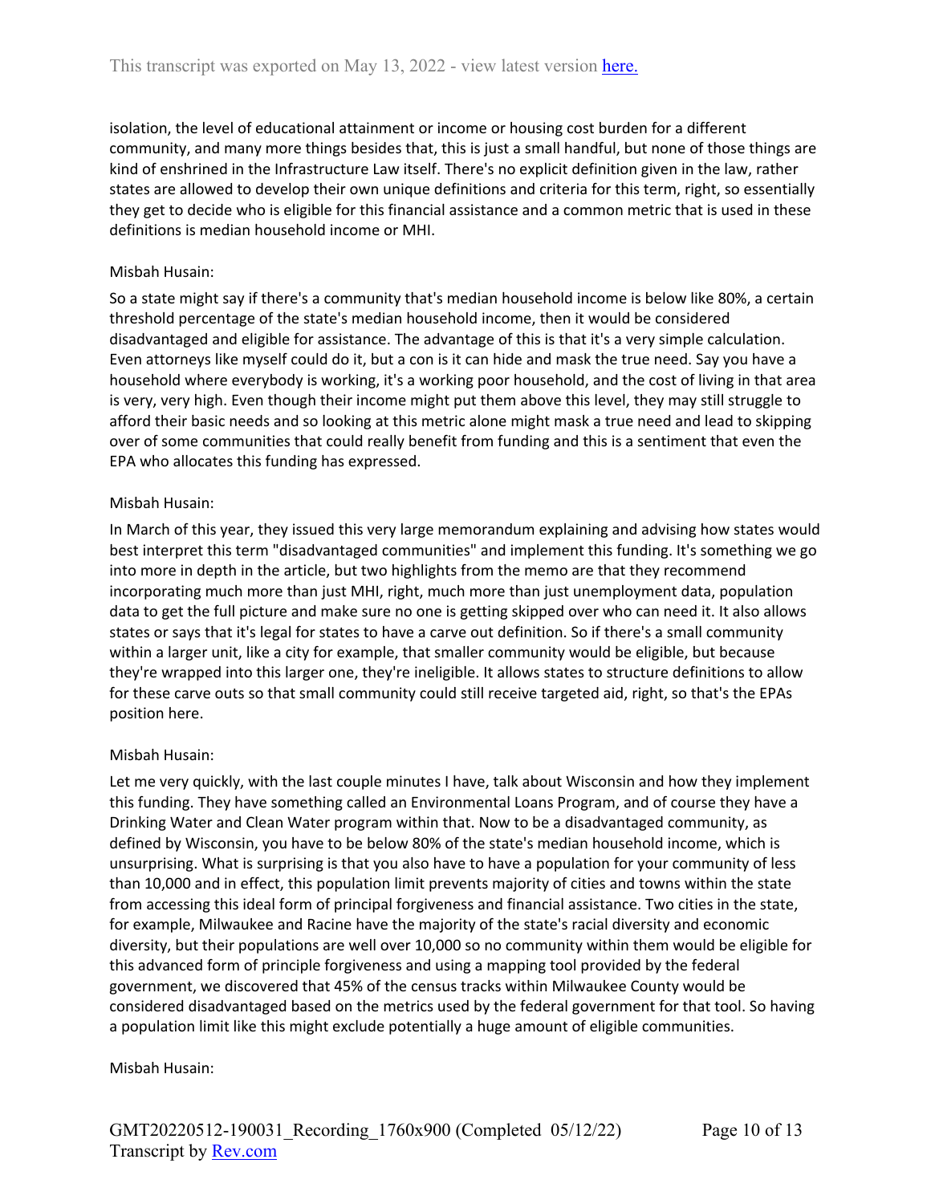isolation, the level of educational attainment or income or housing cost burden for a different community, and many more things besides that, this is just a small handful, but none of those things are kind of enshrined in the Infrastructure Law itself. There's no explicit definition given in the law, rather states are allowed to develop their own unique definitions and criteria for this term, right, so essentially they get to decide who is eligible for this financial assistance and a common metric that is used in these definitions is median household income or MHI.

Misbah Husain:

So a state might say if there's a community that's median household income is below like 80%, a certain threshold percentage of the state's median household income, then it would be considered disadvantaged and eligible for assistance. The advantage of this is that it's a very simple calculation. Even attorneys like myself could do it, but a con is it can hide and mask the true need. Say you have a household where everybody is working, it's a working poor household, and the cost of living in that area is very, very high. Even though their income might put them above this level, they may still struggle to afford their basic needs and so looking at this metric alone might mask a true need and lead to skipping over of some communities that could really benefit from funding and this is a sentiment that even the EPA who allocates this funding has expressed.

Misbah Husain:

In March of this year, they issued this very large memorandum explaining and advising how states would best interpret this term "disadvantaged communities" and implement this funding. It's something we go into more in depth in the article, but two highlights from the memo are that they recommend incorporating much more than just MHI, right, much more than just unemployment data, population data to get the full picture and make sure no one is getting skipped over who can need it. It also allows states or says that it's legal for states to have a carve out definition. So if there's a small community within a larger unit, like a city for example, that smaller community would be eligible, but because they're wrapped into this larger one, they're ineligible. It allows states to structure definitions to allow for these carve outs so that small community could still receive targeted aid, right, so that's the EPAs position here.

Misbah Husain:

Let me very quickly, with the last couple minutes I have, talk about Wisconsin and how they implement this funding. They have something called an Environmental Loans Program, and of course they have a Drinking Water and Clean Water program within that. Now to be a disadvantaged community, as defined by Wisconsin, you have to be below 80% of the state's median household income, which is unsurprising. What is surprising is that you also have to have a population for your community of less than 10,000 and in effect, this population limit prevents majority of cities and towns within the state from accessing this ideal form of principal forgiveness and financial assistance. Two cities in the state, for example, Milwaukee and Racine have the majority of the state's racial diversity and economic diversity, but their populations are well over 10,000 so no community within them would be eligible for this advanced form of principle forgiveness and using a mapping tool provided by the federal government, we discovered that 45% of the census tracks within Milwaukee County would be considered disadvantaged based on the metrics used by the federal government for that tool. So having a population limit like this might exclude potentially a huge amount of eligible communities.

Misbah Husain: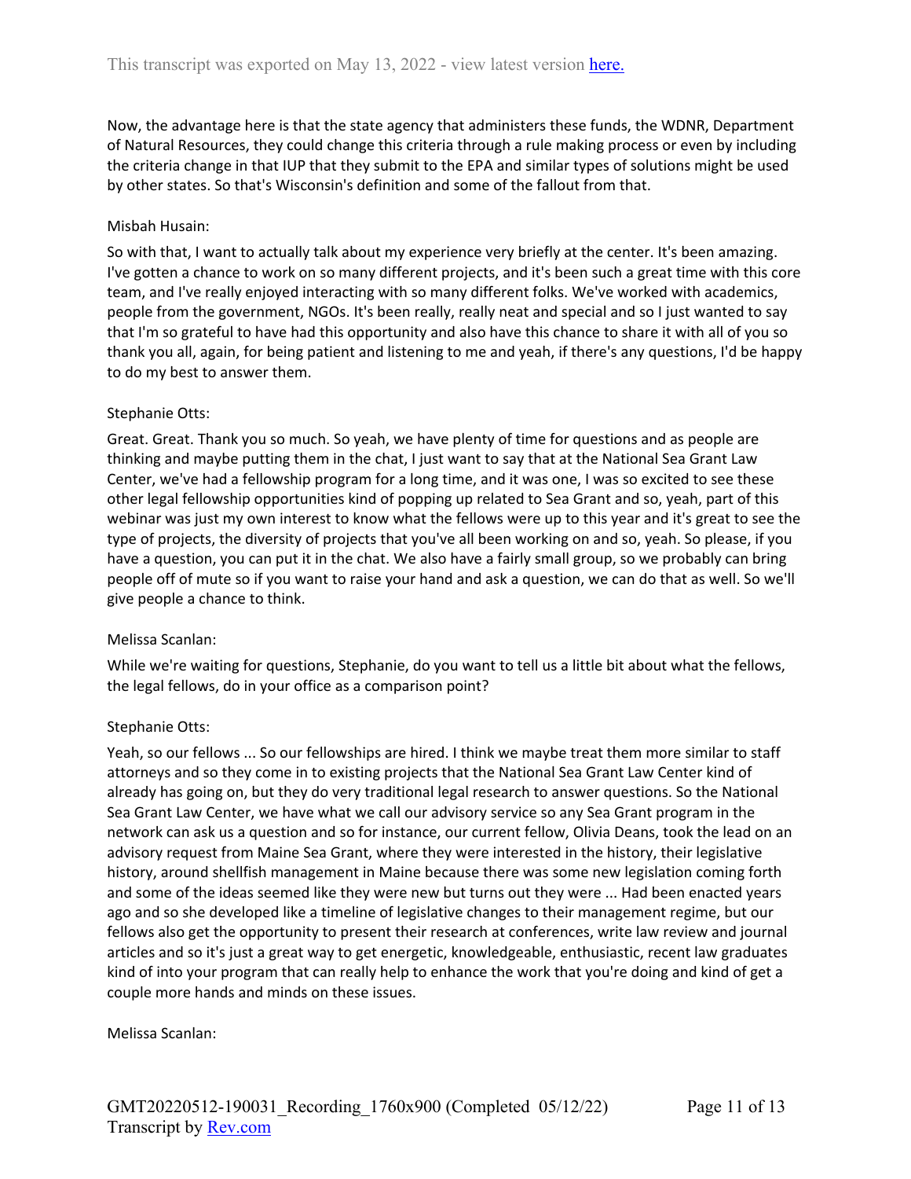Now, the advantage here is that the state agency that administers these funds, the WDNR, Department of Natural Resources, they could change this criteria through a rule making process or even by including the criteria change in that IUP that they submit to the EPA and similar types of solutions might be used by other states. So that's Wisconsin's definition and some of the fallout from that.

Misbah Husain:

So with that, I want to actually talk about my experience very briefly at the center. It's been amazing. I've gotten a chance to work on so many different projects, and it's been such a great time with this core team, and I've really enjoyed interacting with so many different folks. We've worked with academics, people from the government, NGOs. It's been really, really neat and special and so I just wanted to say that I'm so grateful to have had this opportunity and also have this chance to share it with all of you so thank you all, again, for being patient and listening to me and yeah, if there's any questions, I'd be happy to do my best to answer them.

Stephanie Otts:

Great. Great. Thank you so much. So yeah, we have plenty of time for questions and as people are thinking and maybe putting them in the chat, I just want to say that at the National Sea Grant Law Center, we've had a fellowship program for a long time, and it was one, I was so excited to see these other legal fellowship opportunities kind of popping up related to Sea Grant and so, yeah, part of this webinar was just my own interest to know what the fellows were up to this year and it's great to see the type of projects, the diversity of projects that you've all been working on and so, yeah. So please, if you have a question, you can put it in the chat. We also have a fairly small group, so we probably can bring people off of mute so if you want to raise your hand and ask a question, we can do that as well. So we'll give people a chance to think.

Melissa Scanlan:

While we're waiting for questions, Stephanie, do you want to tell us a little bit about what the fellows, the legal fellows, do in your office as a comparison point?

Stephanie Otts:

Yeah, so our fellows ... So our fellowships are hired. I think we maybe treat them more similar to staff attorneys and so they come in to existing projects that the National Sea Grant Law Center kind of already has going on, but they do very traditional legal research to answer questions. So the National Sea Grant Law Center, we have what we call our advisory service so any Sea Grant program in the network can ask us a question and so for instance, our current fellow, Olivia Deans, took the lead on an advisory request from Maine Sea Grant, where they were interested in the history, their legislative history, around shellfish management in Maine because there was some new legislation coming forth and some of the ideas seemed like they were new but turns out they were ... Had been enacted years ago and so she developed like a timeline of legislative changes to their management regime, but our fellows also get the opportunity to present their research at conferences, write law review and journal articles and so it's just a great way to get energetic, knowledgeable, enthusiastic, recent law graduates kind of into your program that can really help to enhance the work that you're doing and kind of get a couple more hands and minds on these issues.

Melissa Scanlan: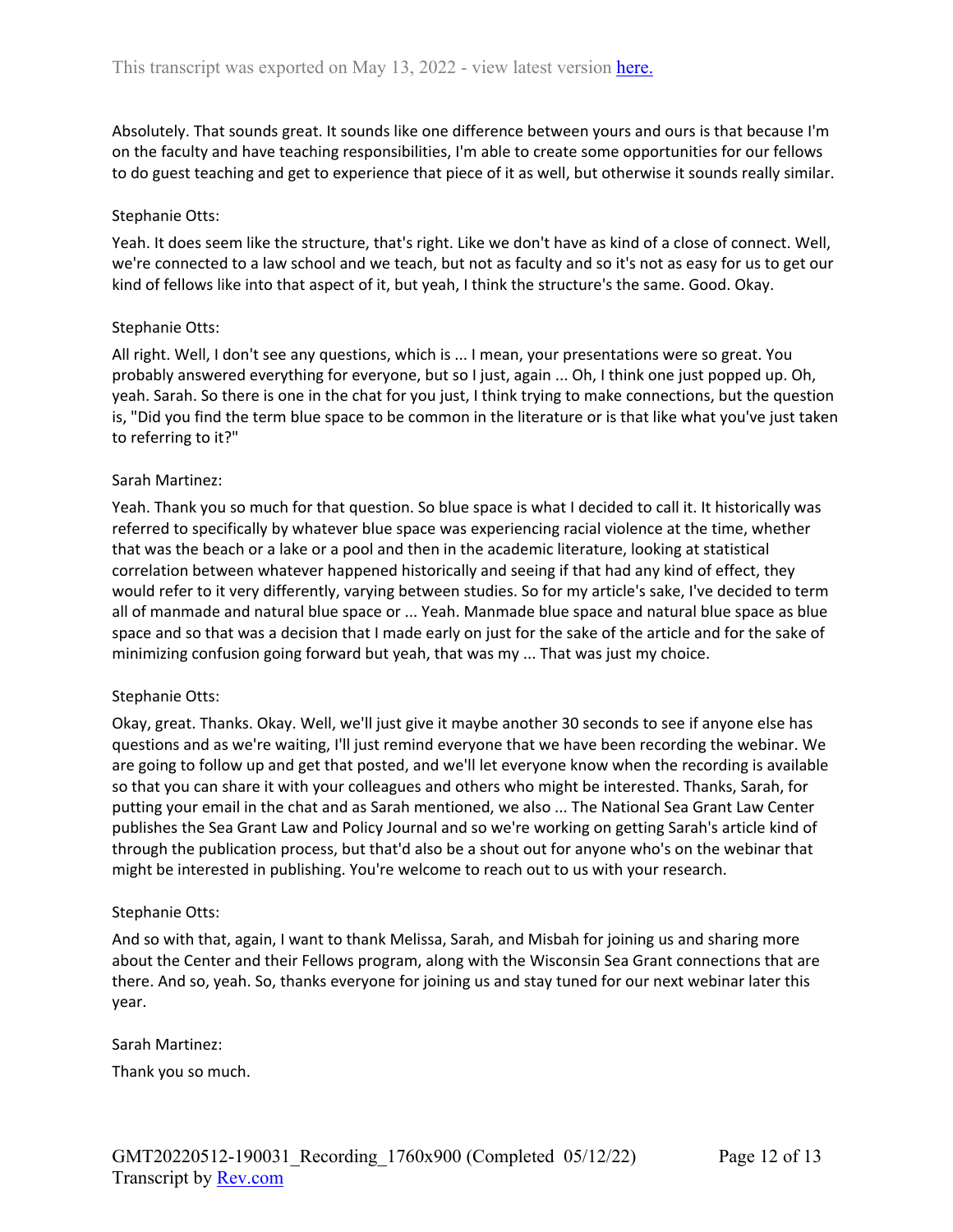Absolutely. That sounds great. It sounds like one difference between yours and ours is that because I'm on the faculty and have teaching responsibilities, I'm able to create some opportunities for our fellows to do guest teaching and get to experience that piece of it as well, but otherwise it sounds really similar.

Stephanie Otts:

Yeah. It does seem like the structure, that's right. Like we don't have as kind of a close of connect. Well, we're connected to a law school and we teach, but not as faculty and so it's not as easy for us to get our kind of fellows like into that aspect of it, but yeah, I think the structure's the same. Good. Okay.

Stephanie Otts:

All right. Well, I don't see any questions, which is ... I mean, your presentations were so great. You probably answered everything for everyone, but so I just, again ... Oh, I think one just popped up. Oh, yeah. Sarah. So there is one in the chat for you just, I think trying to make connections, but the question is, "Did you find the term blue space to be common in the literature or is that like what you've just taken to referring to it?"

Sarah Martinez:

Yeah. Thank you so much for that question. So blue space is what I decided to call it. It historically was referred to specifically by whatever blue space was experiencing racial violence at the time, whether that was the beach or a lake or a pool and then in the academic literature, looking at statistical correlation between whatever happened historically and seeing if that had any kind of effect, they would refer to it very differently, varying between studies. So for my article's sake, I've decided to term all of manmade and natural blue space or ... Yeah. Manmade blue space and natural blue space as blue space and so that was a decision that I made early on just for the sake of the article and for the sake of minimizing confusion going forward but yeah, that was my ... That was just my choice.

Stephanie Otts:

Okay, great. Thanks. Okay. Well, we'll just give it maybe another 30 seconds to see if anyone else has questions and as we're waiting, I'll just remind everyone that we have been recording the webinar. We are going to follow up and get that posted, and we'll let everyone know when the recording is available so that you can share it with your colleagues and others who might be interested. Thanks, Sarah, for putting your email in the chat and as Sarah mentioned, we also ... The National Sea Grant Law Center publishes the Sea Grant Law and Policy Journal and so we're working on getting Sarah's article kind of through the publication process, but that'd also be a shout out for anyone who's on the webinar that might be interested in publishing. You're welcome to reach out to us with your research.

Stephanie Otts:

And so with that, again, I want to thank Melissa, Sarah, and Misbah for joining us and sharing more about the Center and their Fellows program, along with the Wisconsin Sea Grant connections that are there. And so, yeah. So, thanks everyone for joining us and stay tuned for our next webinar later this year.

Sarah Martinez:

Thank you so much.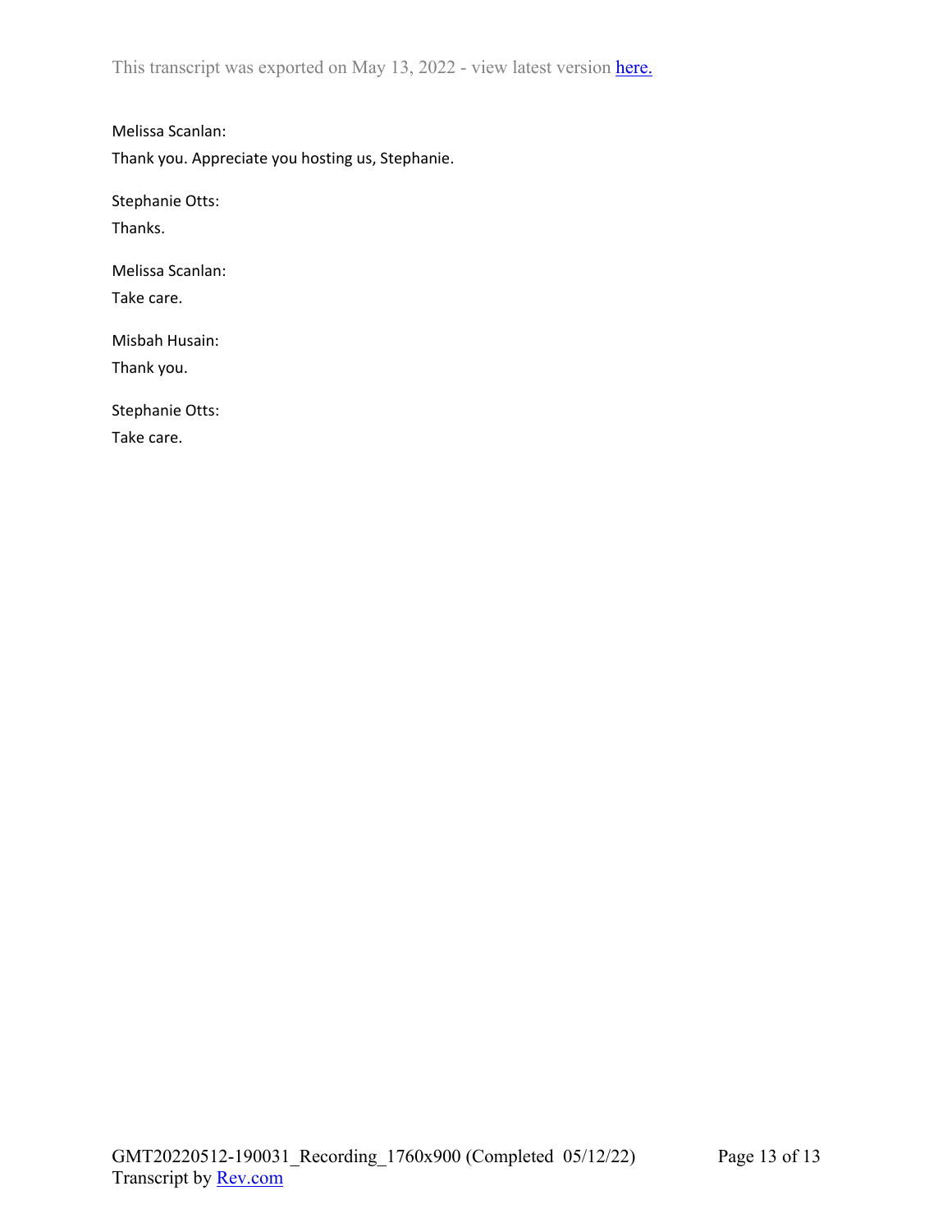Melissa Scanlan:

Thank you. Appreciate you hosting us, Stephanie.

Stephanie Otts:

Thanks.

Melissa Scanlan:

Take care.

Misbah Husain:

Thank you.

Stephanie Otts:

Take care.